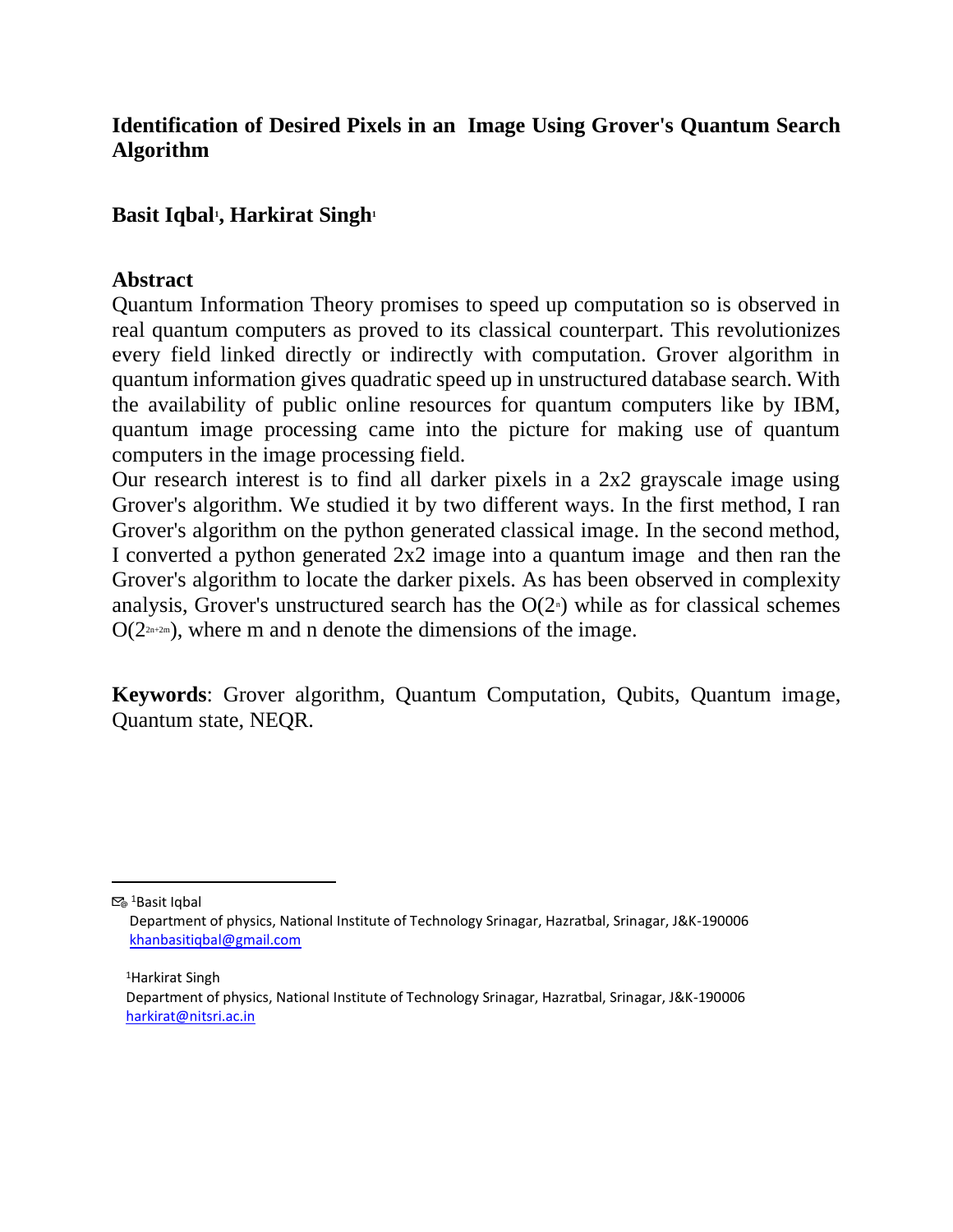# Identification of Desired Pixels in an Image Using Grover's Quantum Search Algorithm

**Basit Iqbal[1], Harkirat Singh[1]**

## Abstract

Quantum Information Theory promises to speed up computation so is observed in real quantum computers as proved to its classical counterpart. This revolutionizes every field linked directly or indirectly with computation. Grover algorithm in quantum information gives quadratic speed up in unstructured database search. With the availability of public online resources for quantum computers like by IBM, quantum image processing came into the picture for making use of quantum computers in the image processing field.

Our research interest is to find all darker pixels in a 2x2 grayscale image using Grover's algorithm. We studied it by two different ways. In the first method, I ran Grover's algorithm on the python generated classical image. In the second method, I converted a python generated 2x2 image into a quantum image and then ran the Grover's algorithm to locate the darker pixels. As has been observed in complexity analysis, Grover's unstructured search has the $O(2^n)$ while as for classical schemes $O(2^{2n+2m})$, where m and n denote the dimensions of the image.

**Keywords**: Grover algorithm, Quantum Computation, Qubits, Quantum image, Quantum state, NEQR.

---

[1]Basit Iqbal
Department of physics, National Institute of Technology Srinagar, Hazratbal, Srinagar, J&K-190006
khanbasitiqbal@gmail.com

[1]Harkirat Singh
Department of physics, National Institute of Technology Srinagar, Hazratbal, Srinagar, J&K-190006
harkirat@nitsri.ac.in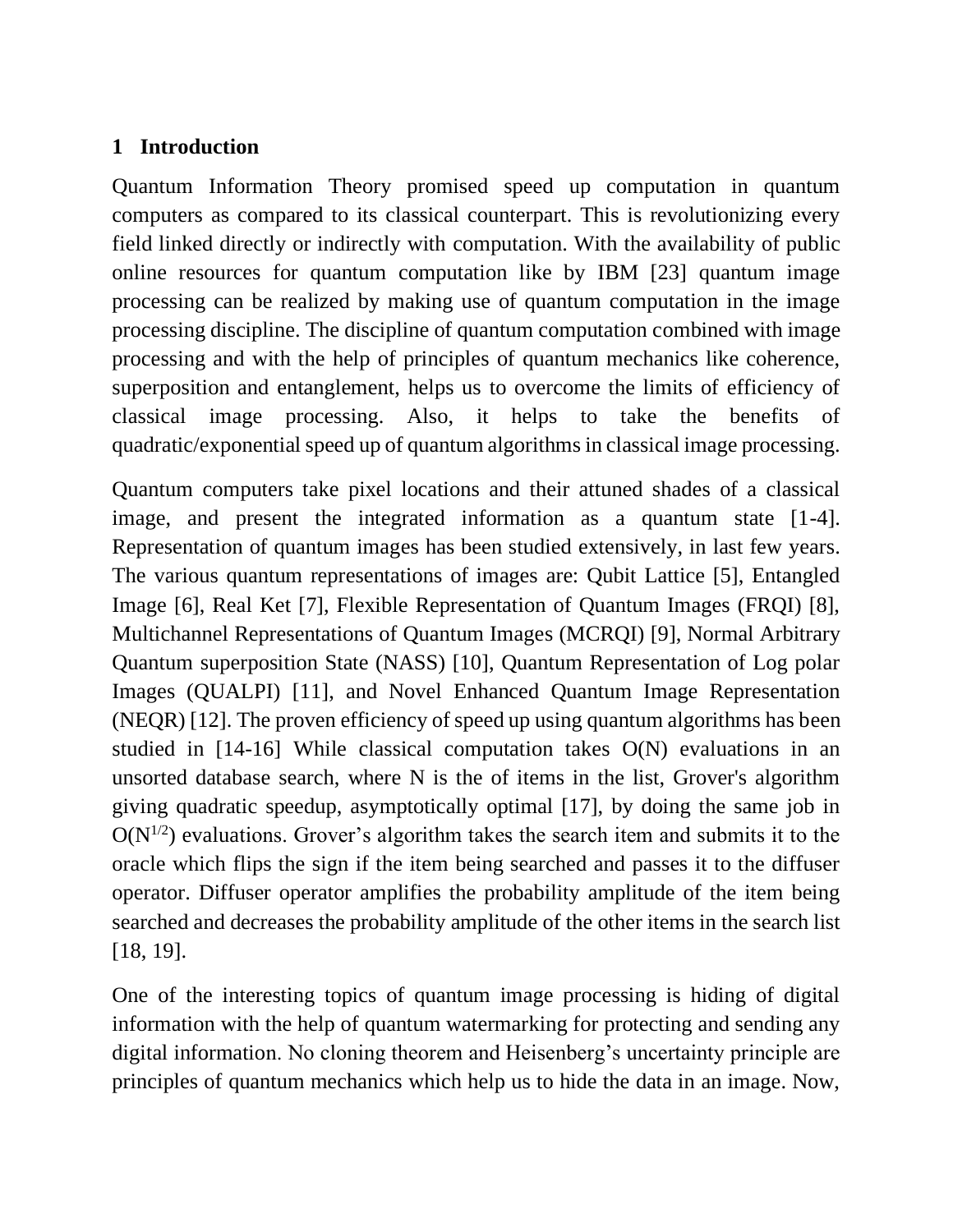## 1 Introduction

Quantum Information Theory promised speed up computation in quantum computers as compared to its classical counterpart. This is revolutionizing every field linked directly or indirectly with computation. With the availability of public online resources for quantum computation like by IBM [23] quantum image processing can be realized by making use of quantum computation in the image processing discipline. The discipline of quantum computation combined with image processing and with the help of principles of quantum mechanics like coherence, superposition and entanglement, helps us to overcome the limits of efficiency of classical image processing. Also, it helps to take the benefits of quadratic/exponential speed up of quantum algorithms in classical image processing.

Quantum computers take pixel locations and their attuned shades of a classical image, and present the integrated information as a quantum state [1-4]. Representation of quantum images has been studied extensively, in last few years. The various quantum representations of images are: Qubit Lattice [5], Entangled Image [6], Real Ket [7], Flexible Representation of Quantum Images (FRQI) [8], Multichannel Representations of Quantum Images (MCRQI) [9], Normal Arbitrary Quantum superposition State (NASS) [10], Quantum Representation of Log polar Images (QUALPI) [11], and Novel Enhanced Quantum Image Representation (NEQR) [12]. The proven efficiency of speed up using quantum algorithms has been studied in [14-16] While classical computation takes O(N) evaluations in an unsorted database search, where N is the of items in the list, Grover's algorithm giving quadratic speedup, asymptotically optimal [17], by doing the same job in $O(N^{1/2})$ evaluations. Grover's algorithm takes the search item and submits it to the oracle which flips the sign if the item being searched and passes it to the diffuser operator. Diffuser operator amplifies the probability amplitude of the item being searched and decreases the probability amplitude of the other items in the search list [18, 19].

One of the interesting topics of quantum image processing is hiding of digital information with the help of quantum watermarking for protecting and sending any digital information. No cloning theorem and Heisenberg's uncertainty principle are principles of quantum mechanics which help us to hide the data in an image. Now,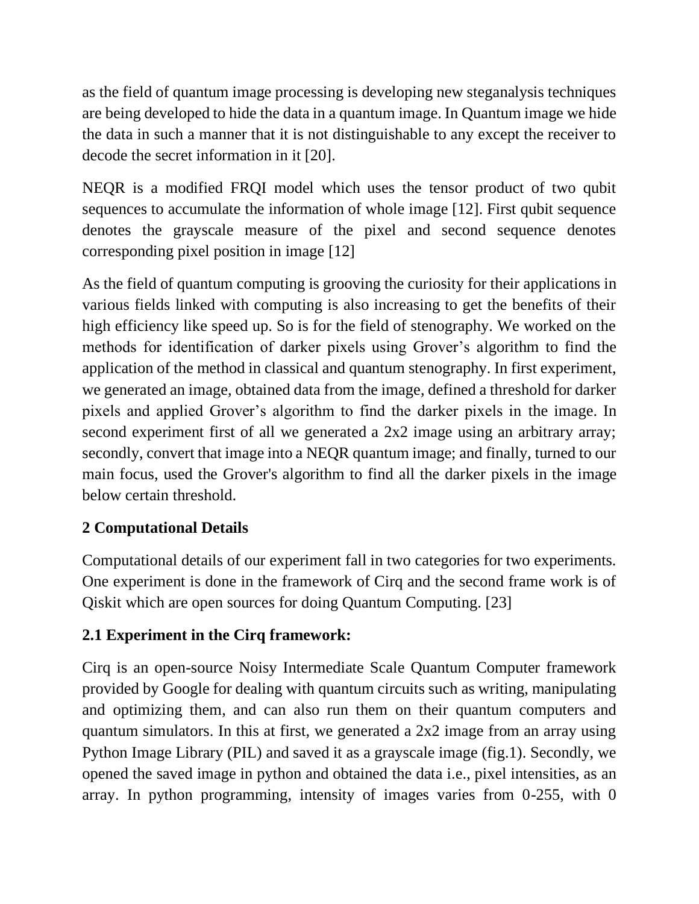as the field of quantum image processing is developing new steganalysis techniques are being developed to hide the data in a quantum image. In Quantum image we hide the data in such a manner that it is not distinguishable to any except the receiver to decode the secret information in it [20].

NEQR is a modified FRQI model which uses the tensor product of two qubit sequences to accumulate the information of whole image [12]. First qubit sequence denotes the grayscale measure of the pixel and second sequence denotes corresponding pixel position in image [12]

As the field of quantum computing is grooving the curiosity for their applications in various fields linked with computing is also increasing to get the benefits of their high efficiency like speed up. So is for the field of stenography. We worked on the methods for identification of darker pixels using Grover's algorithm to find the application of the method in classical and quantum stenography. In first experiment, we generated an image, obtained data from the image, defined a threshold for darker pixels and applied Grover's algorithm to find the darker pixels in the image. In second experiment first of all we generated a 2x2 image using an arbitrary array; secondly, convert that image into a NEQR quantum image; and finally, turned to our main focus, used the Grover's algorithm to find all the darker pixels in the image below certain threshold.

## 2 Computational Details

Computational details of our experiment fall in two categories for two experiments. One experiment is done in the framework of Cirq and the second frame work is of Qiskit which are open sources for doing Quantum Computing. [23]

### 2.1 Experiment in the Cirq framework:

Cirq is an open-source Noisy Intermediate Scale Quantum Computer framework provided by Google for dealing with quantum circuits such as writing, manipulating and optimizing them, and can also run them on their quantum computers and quantum simulators. In this at first, we generated a 2x2 image from an array using Python Image Library (PIL) and saved it as a grayscale image (fig.1). Secondly, we opened the saved image in python and obtained the data i.e., pixel intensities, as an array. In python programming, intensity of images varies from 0-255, with 0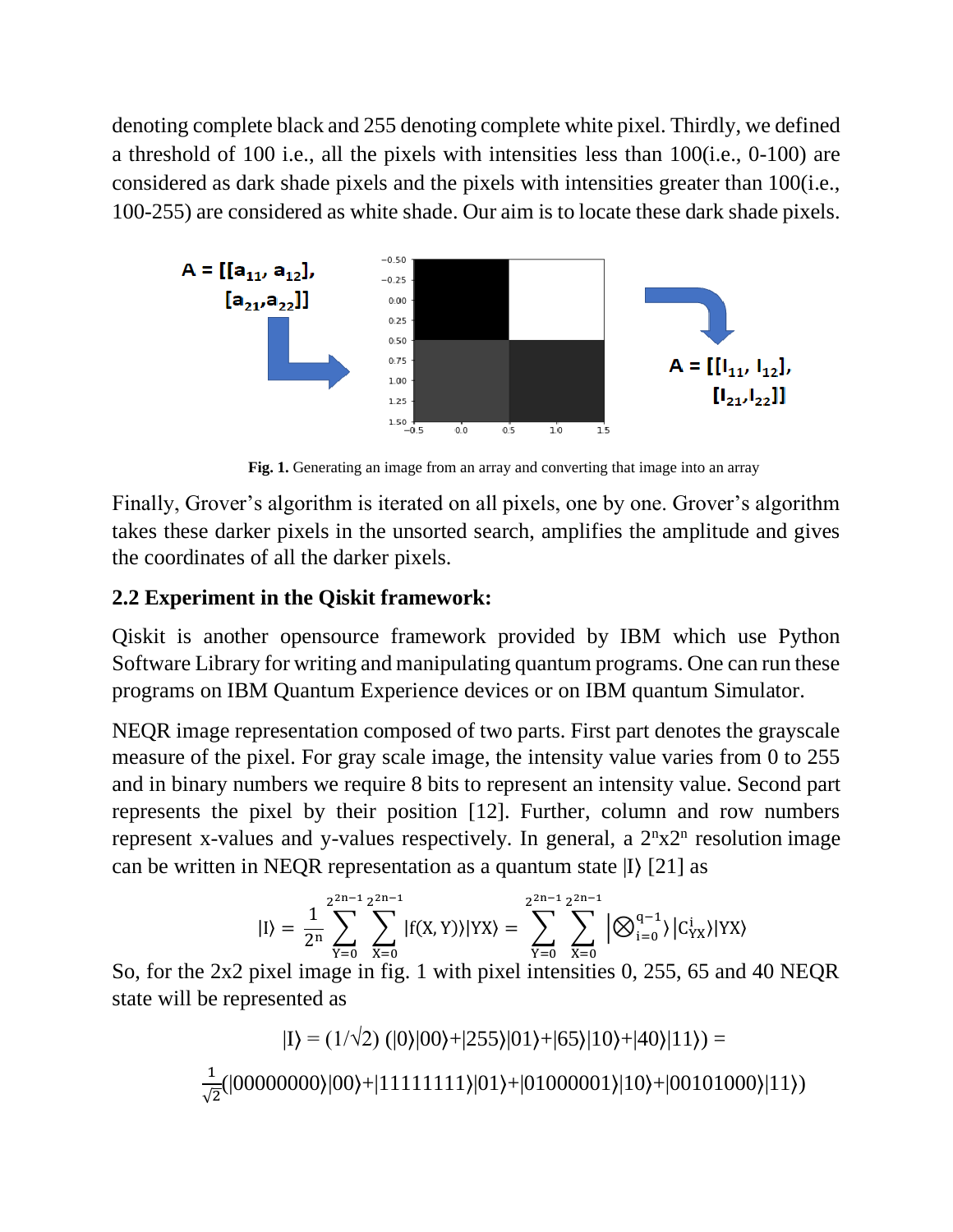denoting complete black and 255 denoting complete white pixel. Thirdly, we defined a threshold of 100 i.e., all the pixels with intensities less than 100(i.e., 0-100) are considered as dark shade pixels and the pixels with intensities greater than 100(i.e., 100-255) are considered as white shade. Our aim is to locate these dark shade pixels.

$A = [[a_{11}, a_{12}], [a_{21}, a_{22}]]$

$A = [[I_{11}, I_{12}], [I_{21}, I_{22}]]$

**Fig. 1.** Generating an image from an array and converting that image into an array

Finally, Grover's algorithm is iterated on all pixels, one by one. Grover's algorithm takes these darker pixels in the unsorted search, amplifies the amplitude and gives the coordinates of all the darker pixels.

### 2.2 Experiment in the Qiskit framework:

Qiskit is another opensource framework provided by IBM which use Python Software Library for writing and manipulating quantum programs. One can run these programs on IBM Quantum Experience devices or on IBM quantum Simulator.

NEQR image representation composed of two parts. First part denotes the grayscale measure of the pixel. For gray scale image, the intensity value varies from 0 to 255 and in binary numbers we require 8 bits to represent an intensity value. Second part represents the pixel by their position [12]. Further, column and row numbers represent x-values and y-values respectively. In general, a $2^n \text{x} 2^n$ resolution image can be written in NEQR representation as a quantum state $|I\rangle$ [21] as

$$|I\rangle = \frac{1}{2^n}\sum_{Y=0}^{2^{2n-1}}\sum_{X=0}^{2^{2n-1}}|f(X,Y)\rangle|YX\rangle = \sum_{Y=0}^{2^{2n-1}}\sum_{X=0}^{2^{2n-1}}\left|\bigotimes_{i=0}^{q-1}\right\rangle|C_{YX}^{i}\rangle|YX\rangle$$

So, for the 2x2 pixel image in fig. 1 with pixel intensities 0, 255, 65 and 40 NEQR state will be represented as

$$|I\rangle = (1/\sqrt{2})\,(|0\rangle|00\rangle+|255\rangle|01\rangle+|65\rangle|10\rangle+|40\rangle|11\rangle) =$$

$$\frac{1}{\sqrt{2}}(|00000000\rangle|00\rangle+|11111111\rangle|01\rangle+|01000001\rangle|10\rangle+|00101000\rangle|11\rangle)$$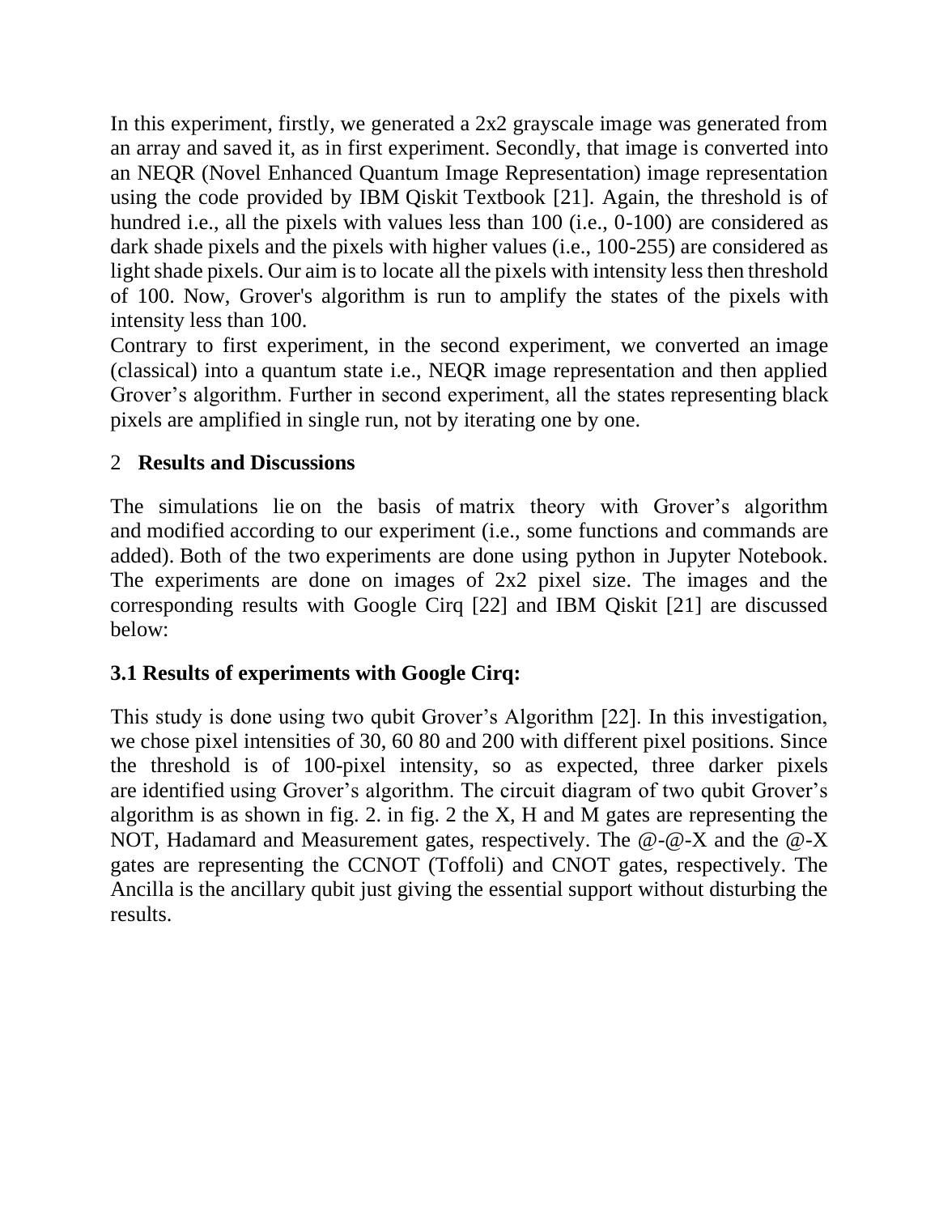In this experiment, firstly, we generated a 2x2 grayscale image was generated from an array and saved it, as in first experiment. Secondly, that image is converted into an NEQR (Novel Enhanced Quantum Image Representation) image representation using the code provided by IBM Qiskit Textbook [21]. Again, the threshold is of hundred i.e., all the pixels with values less than 100 (i.e., 0-100) are considered as dark shade pixels and the pixels with higher values (i.e., 100-255) are considered as light shade pixels. Our aim is to locate all the pixels with intensity less then threshold of 100. Now, Grover's algorithm is run to amplify the states of the pixels with intensity less than 100.

Contrary to first experiment, in the second experiment, we converted an image (classical) into a quantum state i.e., NEQR image representation and then applied Grover's algorithm. Further in second experiment, all the states representing black pixels are amplified in single run, not by iterating one by one.

## 2 Results and Discussions

The simulations lie on the basis of matrix theory with Grover's algorithm and modified according to our experiment (i.e., some functions and commands are added). Both of the two experiments are done using python in Jupyter Notebook. The experiments are done on images of 2x2 pixel size. The images and the corresponding results with Google Cirq [22] and IBM Qiskit [21] are discussed below:

### 3.1 Results of experiments with Google Cirq:

This study is done using two qubit Grover's Algorithm [22]. In this investigation, we chose pixel intensities of 30, 60 80 and 200 with different pixel positions. Since the threshold is of 100-pixel intensity, so as expected, three darker pixels are identified using Grover's algorithm. The circuit diagram of two qubit Grover's algorithm is as shown in fig. 2. in fig. 2 the X, H and M gates are representing the NOT, Hadamard and Measurement gates, respectively. The @-@-X and the @-X gates are representing the CCNOT (Toffoli) and CNOT gates, respectively. The Ancilla is the ancillary qubit just giving the essential support without disturbing the results.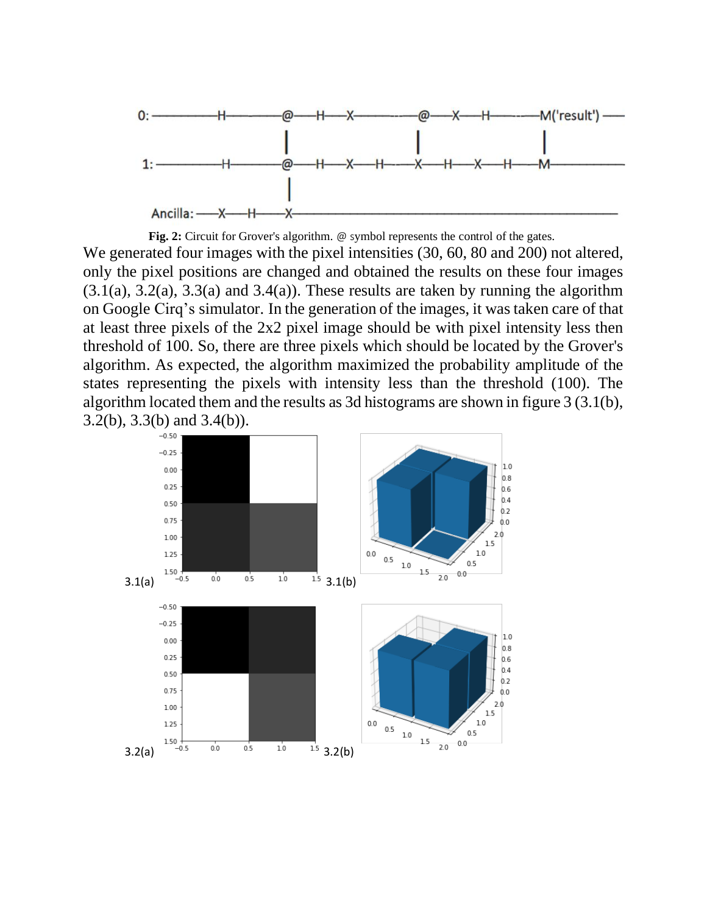**Fig. 2:** Circuit for Grover's algorithm. @ symbol represents the control of the gates.

We generated four images with the pixel intensities (30, 60, 80 and 200) not altered, only the pixel positions are changed and obtained the results on these four images (3.1(a), 3.2(a), 3.3(a) and 3.4(a)). These results are taken by running the algorithm on Google Cirq's simulator. In the generation of the images, it was taken care of that at least three pixels of the 2x2 pixel image should be with pixel intensity less then threshold of 100. So, there are three pixels which should be located by the Grover's algorithm. As expected, the algorithm maximized the probability amplitude of the states representing the pixels with intensity less than the threshold (100). The algorithm located them and the results as 3d histograms are shown in figure 3 (3.1(b), 3.2(b), 3.3(b) and 3.4(b)).

3.1(a) 3.1(b)

3.2(a) 3.2(b)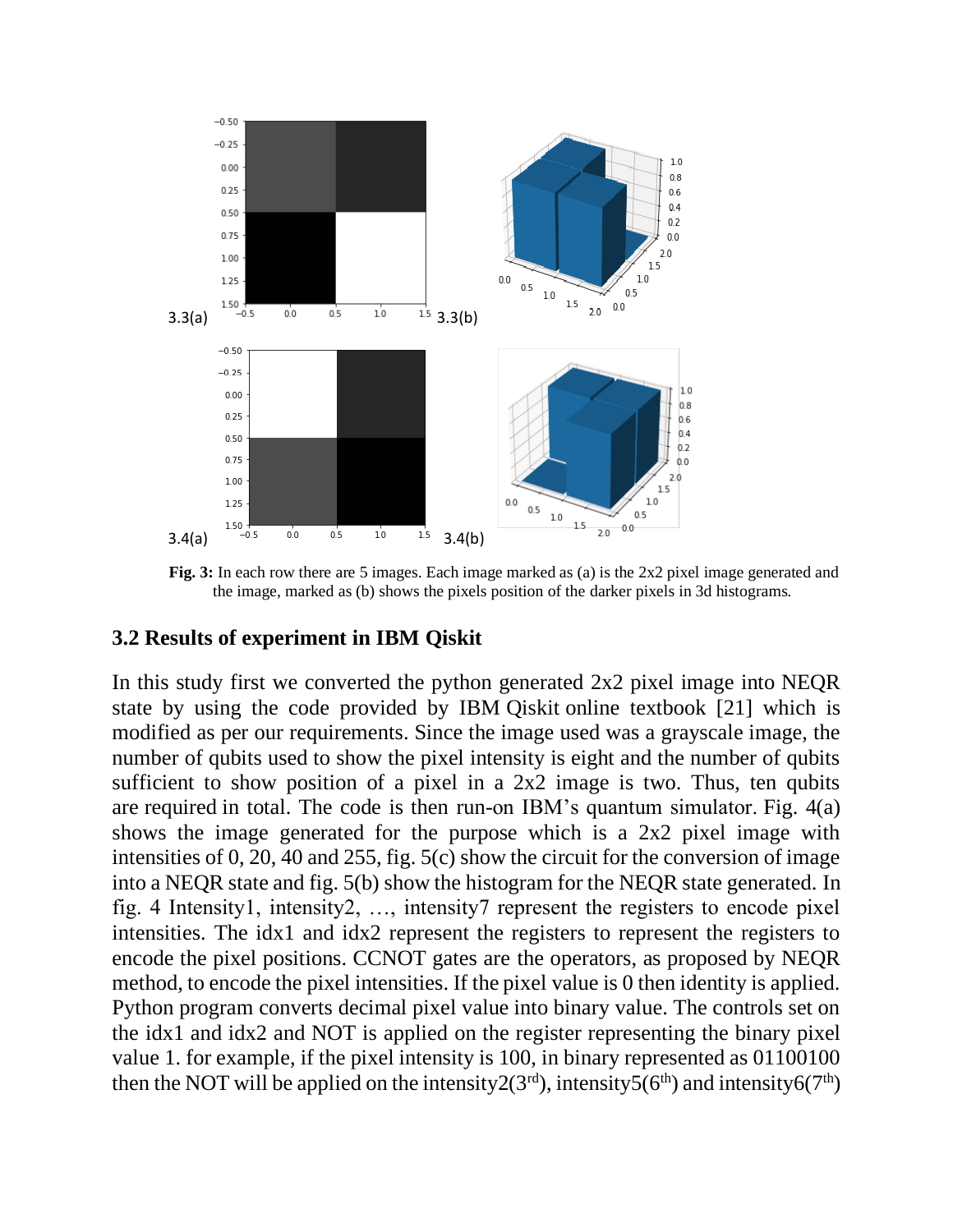3.3(a) 3.3(b)

3.4(a) 3.4(b)

**Fig. 3:** In each row there are 5 images. Each image marked as (a) is the 2x2 pixel image generated and the image, marked as (b) shows the pixels position of the darker pixels in 3d histograms.

### 3.2 Results of experiment in IBM Qiskit

In this study first we converted the python generated 2x2 pixel image into NEQR state by using the code provided by IBM Qiskit online textbook [21] which is modified as per our requirements. Since the image used was a grayscale image, the number of qubits used to show the pixel intensity is eight and the number of qubits sufficient to show position of a pixel in a 2x2 image is two. Thus, ten qubits are required in total. The code is then run-on IBM's quantum simulator. Fig. 4(a) shows the image generated for the purpose which is a 2x2 pixel image with intensities of 0, 20, 40 and 255, fig. 5(c) show the circuit for the conversion of image into a NEQR state and fig. 5(b) show the histogram for the NEQR state generated. In fig. 4 Intensity1, intensity2, …, intensity7 represent the registers to encode pixel intensities. The idx1 and idx2 represent the registers to represent the registers to encode the pixel positions. CCNOT gates are the operators, as proposed by NEQR method, to encode the pixel intensities. If the pixel value is 0 then identity is applied. Python program converts decimal pixel value into binary value. The controls set on the idx1 and idx2 and NOT is applied on the register representing the binary pixel value 1. for example, if the pixel intensity is 100, in binary represented as 01100100 then the NOT will be applied on the intensity2(3rd), intensity5(6th) and intensity6(7th)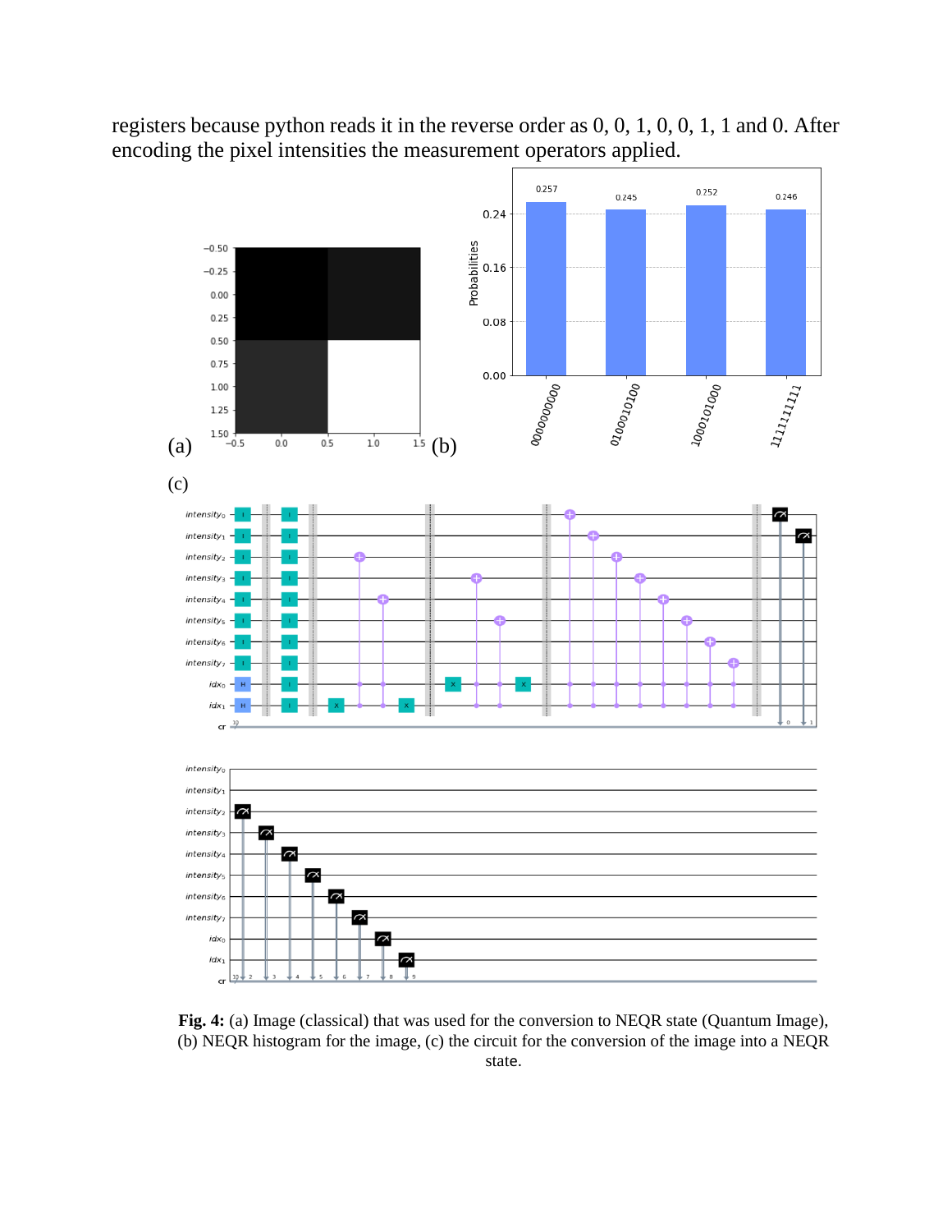registers because python reads it in the reverse order as 0, 0, 1, 0, 0, 1, 1 and 0. After encoding the pixel intensities the measurement operators applied.

**Fig. 4:** (a) Image (classical) that was used for the conversion to NEQR state (Quantum Image), (b) NEQR histogram for the image, (c) the circuit for the conversion of the image into a NEQR state.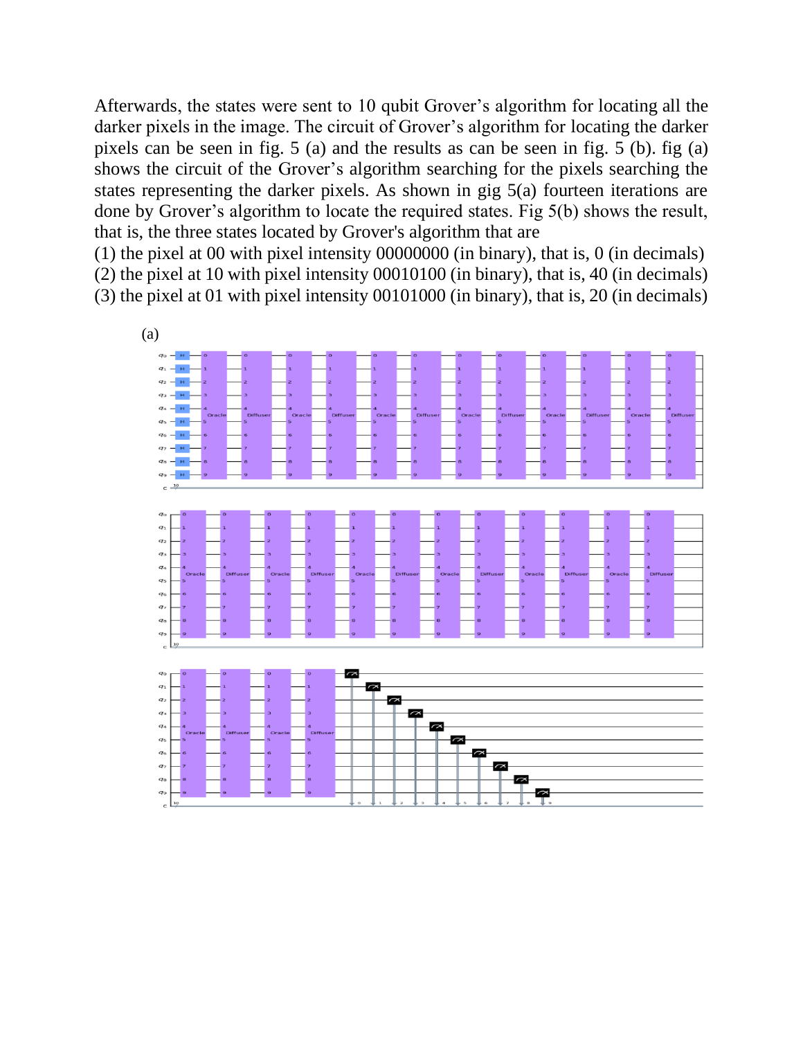Afterwards, the states were sent to 10 qubit Grover's algorithm for locating all the darker pixels in the image. The circuit of Grover's algorithm for locating the darker pixels can be seen in fig. 5 (a) and the results as can be seen in fig. 5 (b). fig (a) shows the circuit of the Grover's algorithm searching for the pixels searching the states representing the darker pixels. As shown in gig 5(a) fourteen iterations are done by Grover's algorithm to locate the required states. Fig 5(b) shows the result, that is, the three states located by Grover's algorithm that are

(1) the pixel at 00 with pixel intensity 00000000 (in binary), that is, 0 (in decimals)
(2) the pixel at 10 with pixel intensity 00010100 (in binary), that is, 40 (in decimals)
(3) the pixel at 01 with pixel intensity 00101000 (in binary), that is, 20 (in decimals)

(a)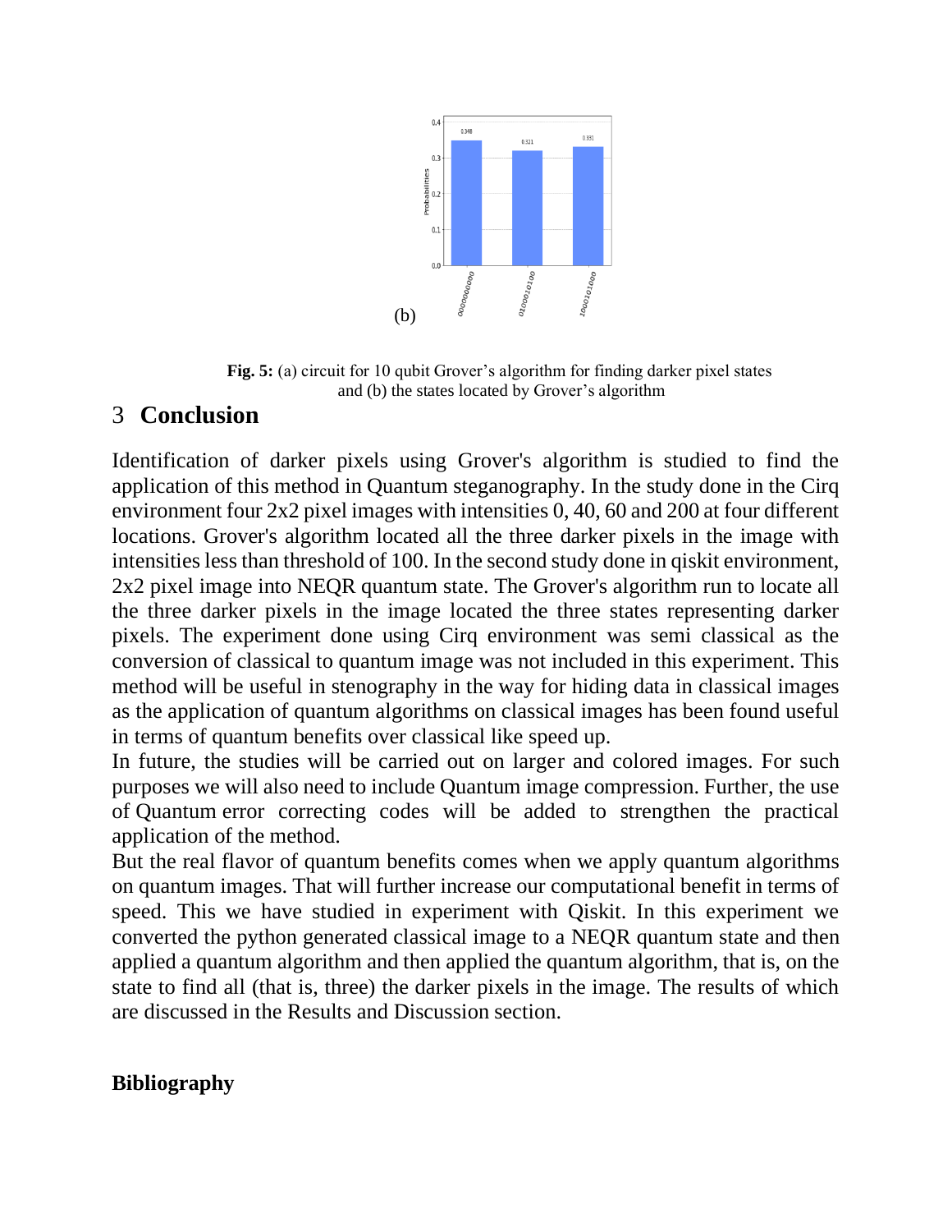(b)

**Fig. 5:** (a) circuit for 10 qubit Grover's algorithm for finding darker pixel states and (b) the states located by Grover's algorithm

## 3 Conclusion

Identification of darker pixels using Grover's algorithm is studied to find the application of this method in Quantum steganography. In the study done in the Cirq environment four 2x2 pixel images with intensities 0, 40, 60 and 200 at four different locations. Grover's algorithm located all the three darker pixels in the image with intensities less than threshold of 100. In the second study done in qiskit environment, 2x2 pixel image into NEQR quantum state. The Grover's algorithm run to locate all the three darker pixels in the image located the three states representing darker pixels. The experiment done using Cirq environment was semi classical as the conversion of classical to quantum image was not included in this experiment. This method will be useful in stenography in the way for hiding data in classical images as the application of quantum algorithms on classical images has been found useful in terms of quantum benefits over classical like speed up.

In future, the studies will be carried out on larger and colored images. For such purposes we will also need to include Quantum image compression. Further, the use of Quantum error correcting codes will be added to strengthen the practical application of the method.

But the real flavor of quantum benefits comes when we apply quantum algorithms on quantum images. That will further increase our computational benefit in terms of speed. This we have studied in experiment with Qiskit. In this experiment we converted the python generated classical image to a NEQR quantum state and then applied a quantum algorithm and then applied the quantum algorithm, that is, on the state to find all (that is, three) the darker pixels in the image. The results of which are discussed in the Results and Discussion section.

**Bibliography**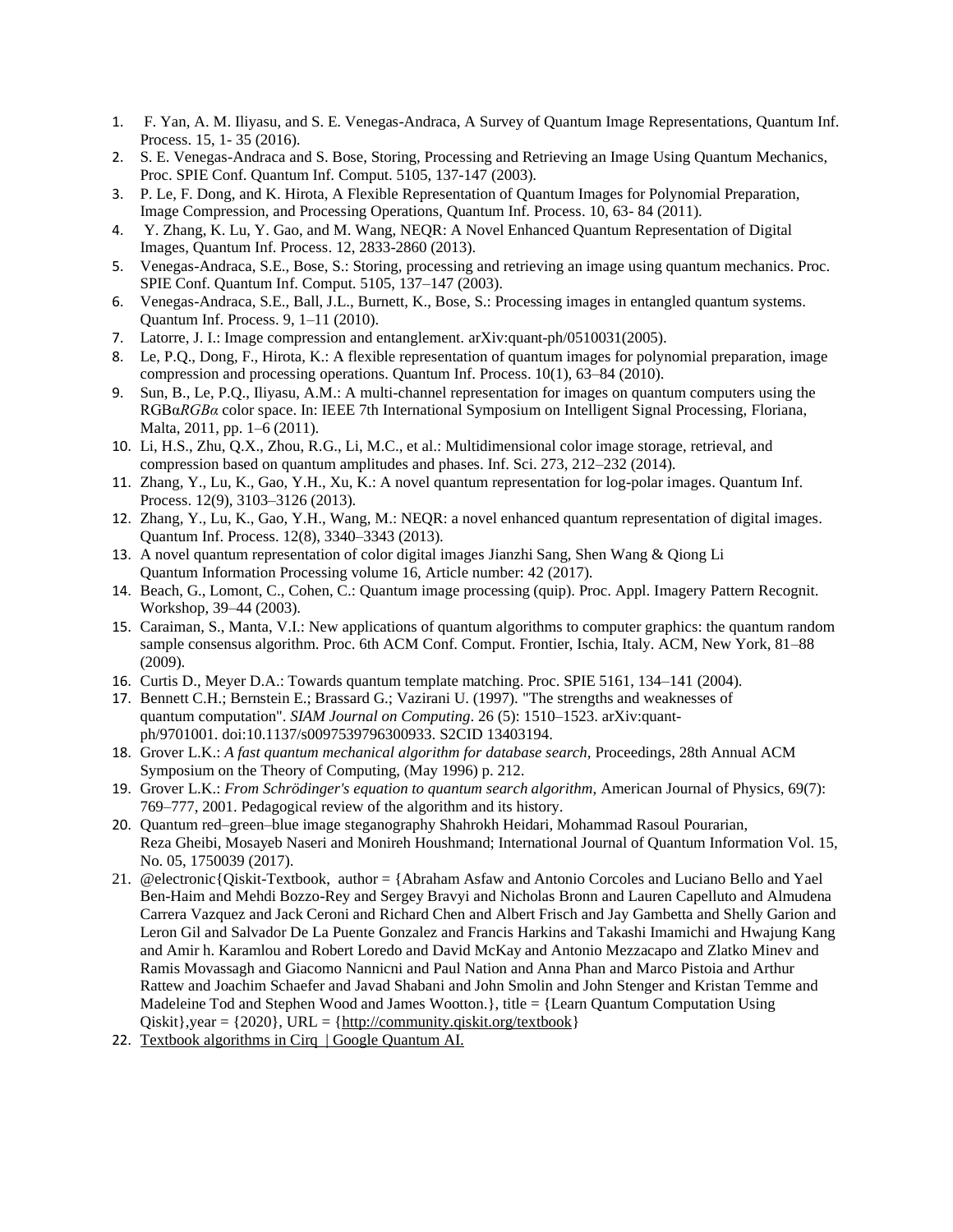1. F. Yan, A. M. Iliyasu, and S. E. Venegas-Andraca, A Survey of Quantum Image Representations, Quantum Inf. Process. 15, 1- 35 (2016).
2. S. E. Venegas-Andraca and S. Bose, Storing, Processing and Retrieving an Image Using Quantum Mechanics, Proc. SPIE Conf. Quantum Inf. Comput. 5105, 137-147 (2003).
3. P. Le, F. Dong, and K. Hirota, A Flexible Representation of Quantum Images for Polynomial Preparation, Image Compression, and Processing Operations, Quantum Inf. Process. 10, 63- 84 (2011).
4. Y. Zhang, K. Lu, Y. Gao, and M. Wang, NEQR: A Novel Enhanced Quantum Representation of Digital Images, Quantum Inf. Process. 12, 2833-2860 (2013).
5. Venegas-Andraca, S.E., Bose, S.: Storing, processing and retrieving an image using quantum mechanics. Proc. SPIE Conf. Quantum Inf. Comput. 5105, 137–147 (2003).
6. Venegas-Andraca, S.E., Ball, J.L., Burnett, K., Bose, S.: Processing images in entangled quantum systems. Quantum Inf. Process. 9, 1–11 (2010).
7. Latorre, J. I.: Image compression and entanglement. arXiv:quant-ph/0510031(2005).
8. Le, P.Q., Dong, F., Hirota, K.: A flexible representation of quantum images for polynomial preparation, image compression and processing operations. Quantum Inf. Process. 10(1), 63–84 (2010).
9. Sun, B., Le, P.Q., Iliyasu, A.M.: A multi-channel representation for images on quantum computers using the RGBα*RGBα* color space. In: IEEE 7th International Symposium on Intelligent Signal Processing, Floriana, Malta, 2011, pp. 1–6 (2011).
10. Li, H.S., Zhu, Q.X., Zhou, R.G., Li, M.C., et al.: Multidimensional color image storage, retrieval, and compression based on quantum amplitudes and phases. Inf. Sci. 273, 212–232 (2014).
11. Zhang, Y., Lu, K., Gao, Y.H., Xu, K.: A novel quantum representation for log-polar images. Quantum Inf. Process. 12(9), 3103–3126 (2013).
12. Zhang, Y., Lu, K., Gao, Y.H., Wang, M.: NEQR: a novel enhanced quantum representation of digital images. Quantum Inf. Process. 12(8), 3340–3343 (2013).
13. A novel quantum representation of color digital images Jianzhi Sang, Shen Wang & Qiong Li Quantum Information Processing volume 16, Article number: 42 (2017).
14. Beach, G., Lomont, C., Cohen, C.: Quantum image processing (quip). Proc. Appl. Imagery Pattern Recognit. Workshop, 39–44 (2003).
15. Caraiman, S., Manta, V.I.: New applications of quantum algorithms to computer graphics: the quantum random sample consensus algorithm. Proc. 6th ACM Conf. Comput. Frontier, Ischia, Italy. ACM, New York, 81–88 (2009).
16. Curtis D., Meyer D.A.: Towards quantum template matching. Proc. SPIE 5161, 134–141 (2004).
17. Bennett C.H.; Bernstein E.; Brassard G.; Vazirani U. (1997). "The strengths and weaknesses of quantum computation". *SIAM Journal on Computing*. 26 (5): 1510–1523. arXiv:quant-ph/9701001. doi:10.1137/s0097539796300933. S2CID 13403194.
18. Grover L.K.: *A fast quantum mechanical algorithm for database search*, Proceedings, 28th Annual ACM Symposium on the Theory of Computing, (May 1996) p. 212.
19. Grover L.K.: *From Schrödinger's equation to quantum search algorithm*, American Journal of Physics, 69(7): 769–777, 2001. Pedagogical review of the algorithm and its history.
20. Quantum red–green–blue image steganography Shahrokh Heidari, Mohammad Rasoul Pourarian, Reza Gheibi, Mosayeb Naseri and Monireh Houshmand; International Journal of Quantum Information Vol. 15, No. 05, 1750039 (2017).
21. @electronic{Qiskit-Textbook, author = {Abraham Asfaw and Antonio Corcoles and Luciano Bello and Yael Ben-Haim and Mehdi Bozzo-Rey and Sergey Bravyi and Nicholas Bronn and Lauren Capelluto and Almudena Carrera Vazquez and Jack Ceroni and Richard Chen and Albert Frisch and Jay Gambetta and Shelly Garion and Leron Gil and Salvador De La Puente Gonzalez and Francis Harkins and Takashi Imamichi and Hwajung Kang and Amir h. Karamlou and Robert Loredo and David McKay and Antonio Mezzacapo and Zlatko Minev and Ramis Movassagh and Giacomo Nannicni and Paul Nation and Anna Phan and Marco Pistoia and Arthur Rattew and Joachim Schaefer and Javad Shabani and John Smolin and John Stenger and Kristan Temme and Madeleine Tod and Stephen Wood and James Wootton.}, title = {Learn Quantum Computation Using Qiskit},year = {2020}, URL = {http://community.qiskit.org/textbook}
22. Textbook algorithms in Cirq | Google Quantum AI.